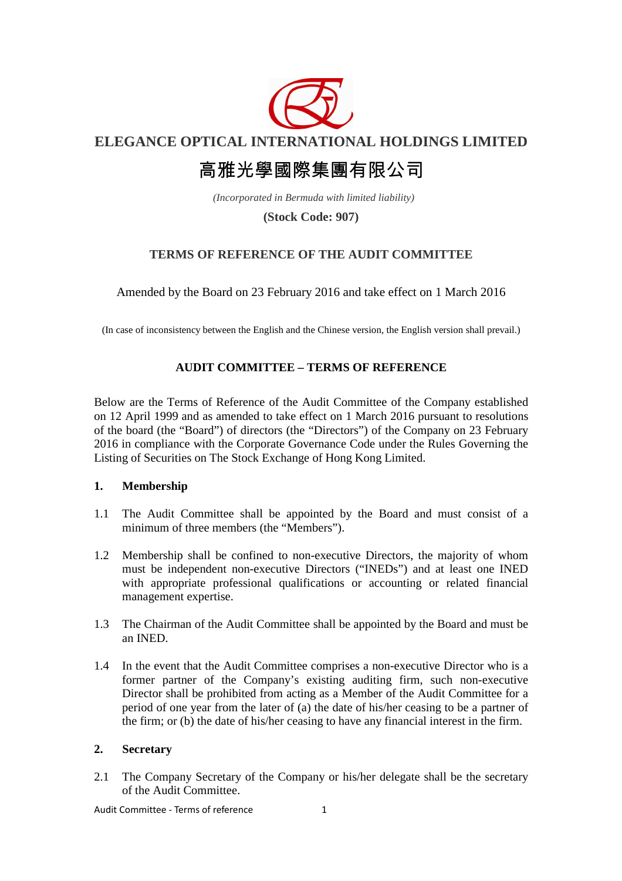# ELEGANCE OPTICAL INTERNATIONAL HOLDINGS LIMITED

# 高雅光學國際集團有限公司

*(Incorporated in Bermuda with limited liability)*

**(Stock Code: 907)**

## TERMS OF REFERENCE OF THE AUDIT COMMITTEE

Amended by the Board on 23 February 2016 and take effect on 1 March 2016

(In case of inconsistency between the English and the Chinese version, the English version shall prevail.)

## AUDIT COMMITTEE – TERMS OF REFERENCE

Below are the Terms of Reference of the Audit Committee of the Company established on 12 April 1999 and as amended to take effect on 1 March 2016 pursuant to resolutions of the board (the "Board") of directors (the "Directors") of the Company on 23 February 2016 in compliance with the Corporate Governance Code under the Rules Governing the Listing of Securities on The Stock Exchange of Hong Kong Limited.

### 1. Membership

1.1 The Audit Committee shall be appointed by the Board and must consist of a minimum of three members (the "Members").

1.2 Membership shall be confined to non-executive Directors, the majority of whom must be independent non-executive Directors ("INEDs") and at least one INED with appropriate professional qualifications or accounting or related financial management expertise.

1.3 The Chairman of the Audit Committee shall be appointed by the Board and must be an INED.

1.4 In the event that the Audit Committee comprises a non-executive Director who is a former partner of the Company's existing auditing firm, such non-executive Director shall be prohibited from acting as a Member of the Audit Committee for a period of one year from the later of (a) the date of his/her ceasing to be a partner of the firm; or (b) the date of his/her ceasing to have any financial interest in the firm.

### 2. Secretary

2.1 The Company Secretary of the Company or his/her delegate shall be the secretary of the Audit Committee.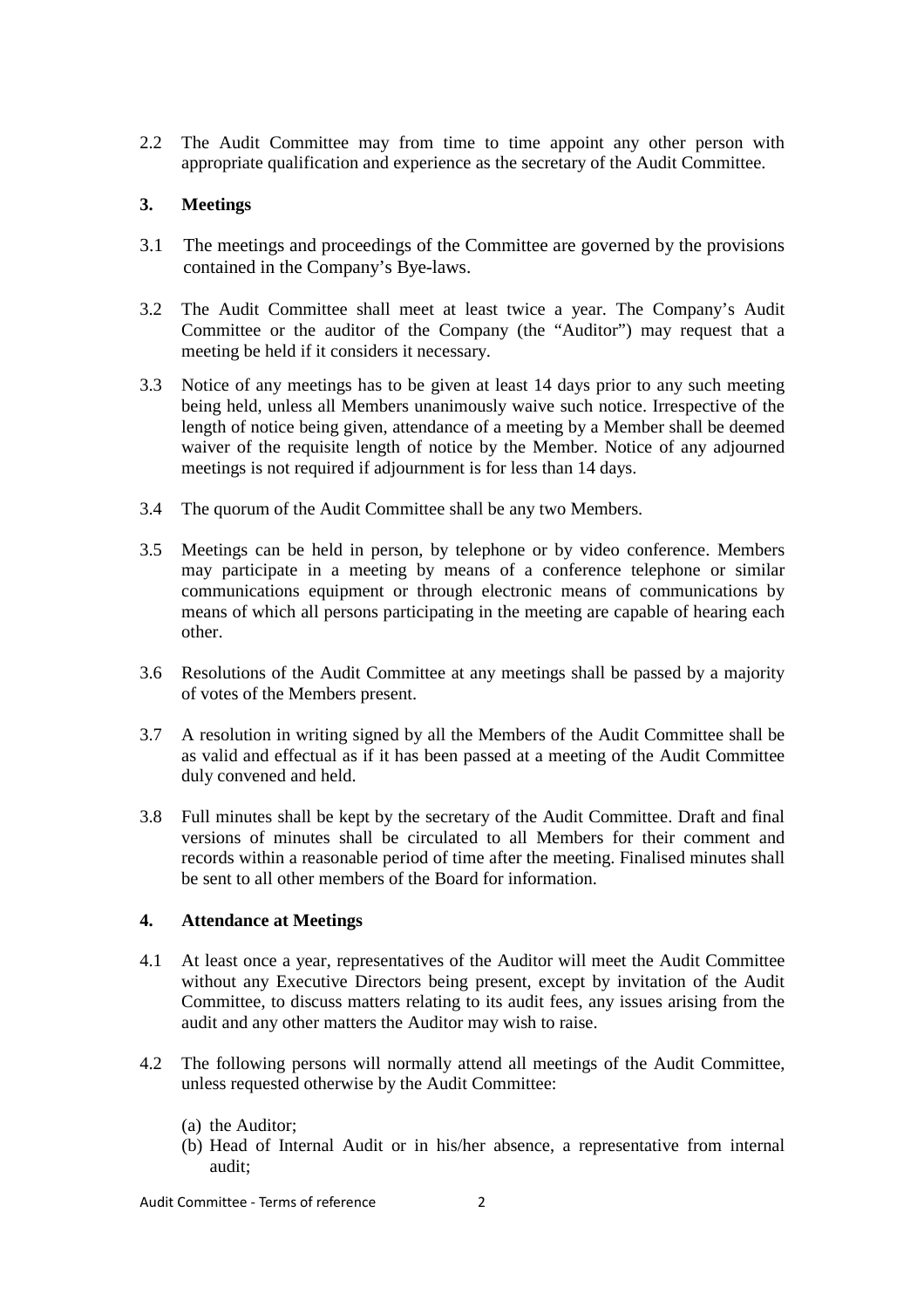2.2 The Audit Committee may from time to time appoint any other person with appropriate qualification and experience as the secretary of the Audit Committee.

## 3. Meetings

3.1 The meetings and proceedings of the Committee are governed by the provisions contained in the Company's Bye-laws.

3.2 The Audit Committee shall meet at least twice a year. The Company's Audit Committee or the auditor of the Company (the "Auditor") may request that a meeting be held if it considers it necessary.

3.3 Notice of any meetings has to be given at least 14 days prior to any such meeting being held, unless all Members unanimously waive such notice. Irrespective of the length of notice being given, attendance of a meeting by a Member shall be deemed waiver of the requisite length of notice by the Member. Notice of any adjourned meetings is not required if adjournment is for less than 14 days.

3.4 The quorum of the Audit Committee shall be any two Members.

3.5 Meetings can be held in person, by telephone or by video conference. Members may participate in a meeting by means of a conference telephone or similar communications equipment or through electronic means of communications by means of which all persons participating in the meeting are capable of hearing each other.

3.6 Resolutions of the Audit Committee at any meetings shall be passed by a majority of votes of the Members present.

3.7 A resolution in writing signed by all the Members of the Audit Committee shall be as valid and effectual as if it has been passed at a meeting of the Audit Committee duly convened and held.

3.8 Full minutes shall be kept by the secretary of the Audit Committee. Draft and final versions of minutes shall be circulated to all Members for their comment and records within a reasonable period of time after the meeting. Finalised minutes shall be sent to all other members of the Board for information.

## 4. Attendance at Meetings

4.1 At least once a year, representatives of the Auditor will meet the Audit Committee without any Executive Directors being present, except by invitation of the Audit Committee, to discuss matters relating to its audit fees, any issues arising from the audit and any other matters the Auditor may wish to raise.

4.2 The following persons will normally attend all meetings of the Audit Committee, unless requested otherwise by the Audit Committee:

(a) the Auditor;
(b) Head of Internal Audit or in his/her absence, a representative from internal audit;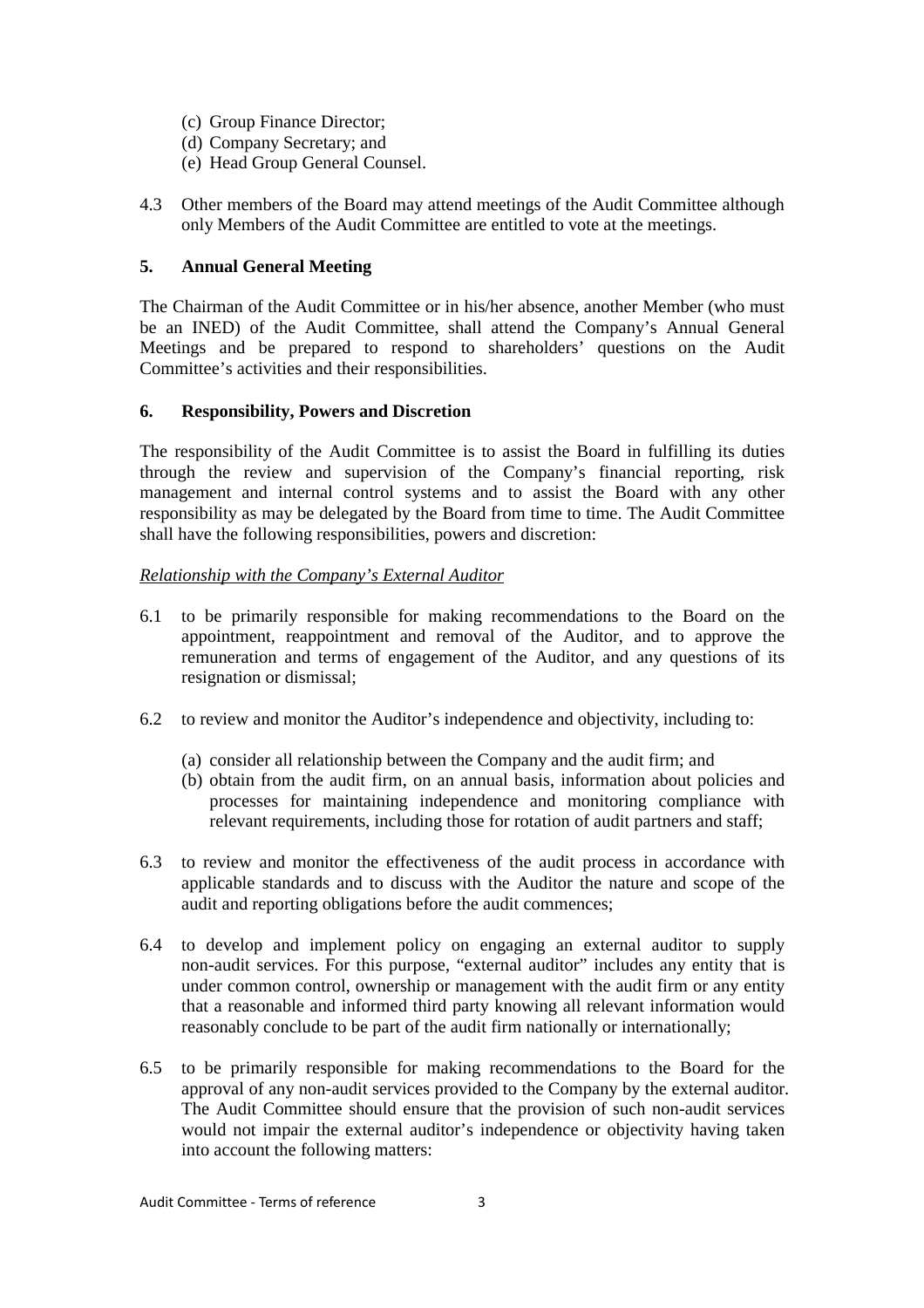(c) Group Finance Director;  
(d) Company Secretary; and  
(e) Head Group General Counsel.

4.3 Other members of the Board may attend meetings of the Audit Committee although only Members of the Audit Committee are entitled to vote at the meetings.

**5. Annual General Meeting**

The Chairman of the Audit Committee or in his/her absence, another Member (who must be an INED) of the Audit Committee, shall attend the Company's Annual General Meetings and be prepared to respond to shareholders' questions on the Audit Committee's activities and their responsibilities.

**6. Responsibility, Powers and Discretion**

The responsibility of the Audit Committee is to assist the Board in fulfilling its duties through the review and supervision of the Company's financial reporting, risk management and internal control systems and to assist the Board with any other responsibility as may be delegated by the Board from time to time. The Audit Committee shall have the following responsibilities, powers and discretion:

*Relationship with the Company's External Auditor*

6.1 to be primarily responsible for making recommendations to the Board on the appointment, reappointment and removal of the Auditor, and to approve the remuneration and terms of engagement of the Auditor, and any questions of its resignation or dismissal;

6.2 to review and monitor the Auditor's independence and objectivity, including to:

(a) consider all relationship between the Company and the audit firm; and  
(b) obtain from the audit firm, on an annual basis, information about policies and processes for maintaining independence and monitoring compliance with relevant requirements, including those for rotation of audit partners and staff;

6.3 to review and monitor the effectiveness of the audit process in accordance with applicable standards and to discuss with the Auditor the nature and scope of the audit and reporting obligations before the audit commences;

6.4 to develop and implement policy on engaging an external auditor to supply non-audit services. For this purpose, "external auditor" includes any entity that is under common control, ownership or management with the audit firm or any entity that a reasonable and informed third party knowing all relevant information would reasonably conclude to be part of the audit firm nationally or internationally;

6.5 to be primarily responsible for making recommendations to the Board for the approval of any non-audit services provided to the Company by the external auditor. The Audit Committee should ensure that the provision of such non-audit services would not impair the external auditor's independence or objectivity having taken into account the following matters: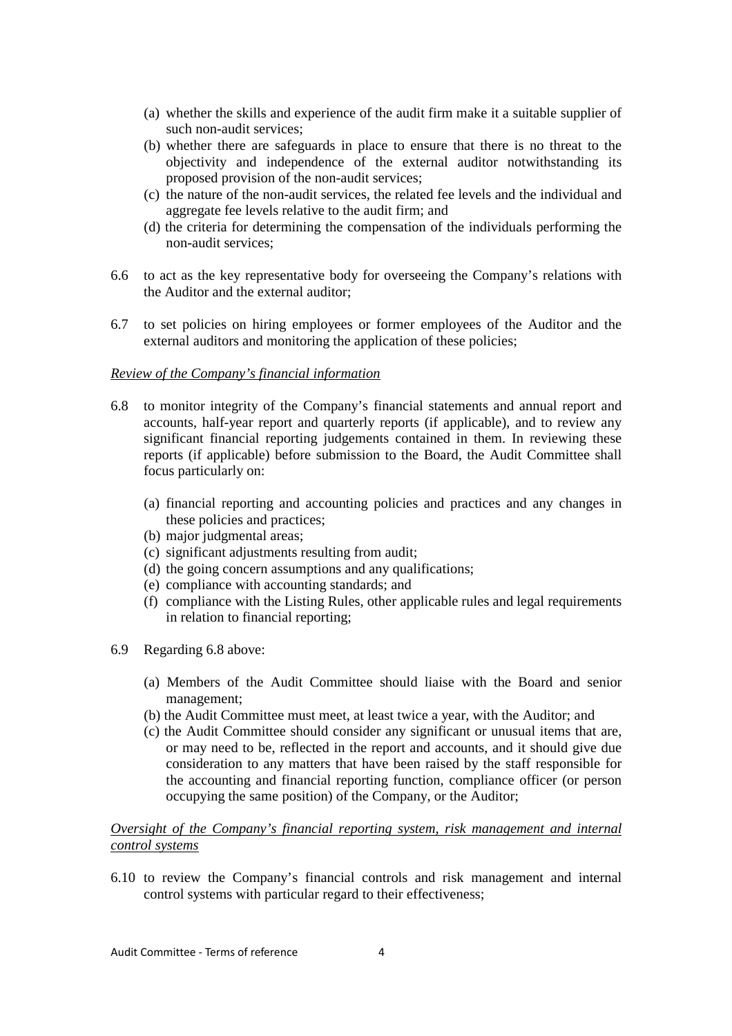(a) whether the skills and experience of the audit firm make it a suitable supplier of such non-audit services;
(b) whether there are safeguards in place to ensure that there is no threat to the objectivity and independence of the external auditor notwithstanding its proposed provision of the non-audit services;
(c) the nature of the non-audit services, the related fee levels and the individual and aggregate fee levels relative to the audit firm; and
(d) the criteria for determining the compensation of the individuals performing the non-audit services;

6.6 to act as the key representative body for overseeing the Company's relations with the Auditor and the external auditor;

6.7 to set policies on hiring employees or former employees of the Auditor and the external auditors and monitoring the application of these policies;

*Review of the Company's financial information*

6.8 to monitor integrity of the Company's financial statements and annual report and accounts, half-year report and quarterly reports (if applicable), and to review any significant financial reporting judgements contained in them. In reviewing these reports (if applicable) before submission to the Board, the Audit Committee shall focus particularly on:

(a) financial reporting and accounting policies and practices and any changes in these policies and practices;
(b) major judgmental areas;
(c) significant adjustments resulting from audit;
(d) the going concern assumptions and any qualifications;
(e) compliance with accounting standards; and
(f) compliance with the Listing Rules, other applicable rules and legal requirements in relation to financial reporting;

6.9 Regarding 6.8 above:

(a) Members of the Audit Committee should liaise with the Board and senior management;
(b) the Audit Committee must meet, at least twice a year, with the Auditor; and
(c) the Audit Committee should consider any significant or unusual items that are, or may need to be, reflected in the report and accounts, and it should give due consideration to any matters that have been raised by the staff responsible for the accounting and financial reporting function, compliance officer (or person occupying the same position) of the Company, or the Auditor;

*Oversight of the Company's financial reporting system, risk management and internal control systems*

6.10 to review the Company's financial controls and risk management and internal control systems with particular regard to their effectiveness;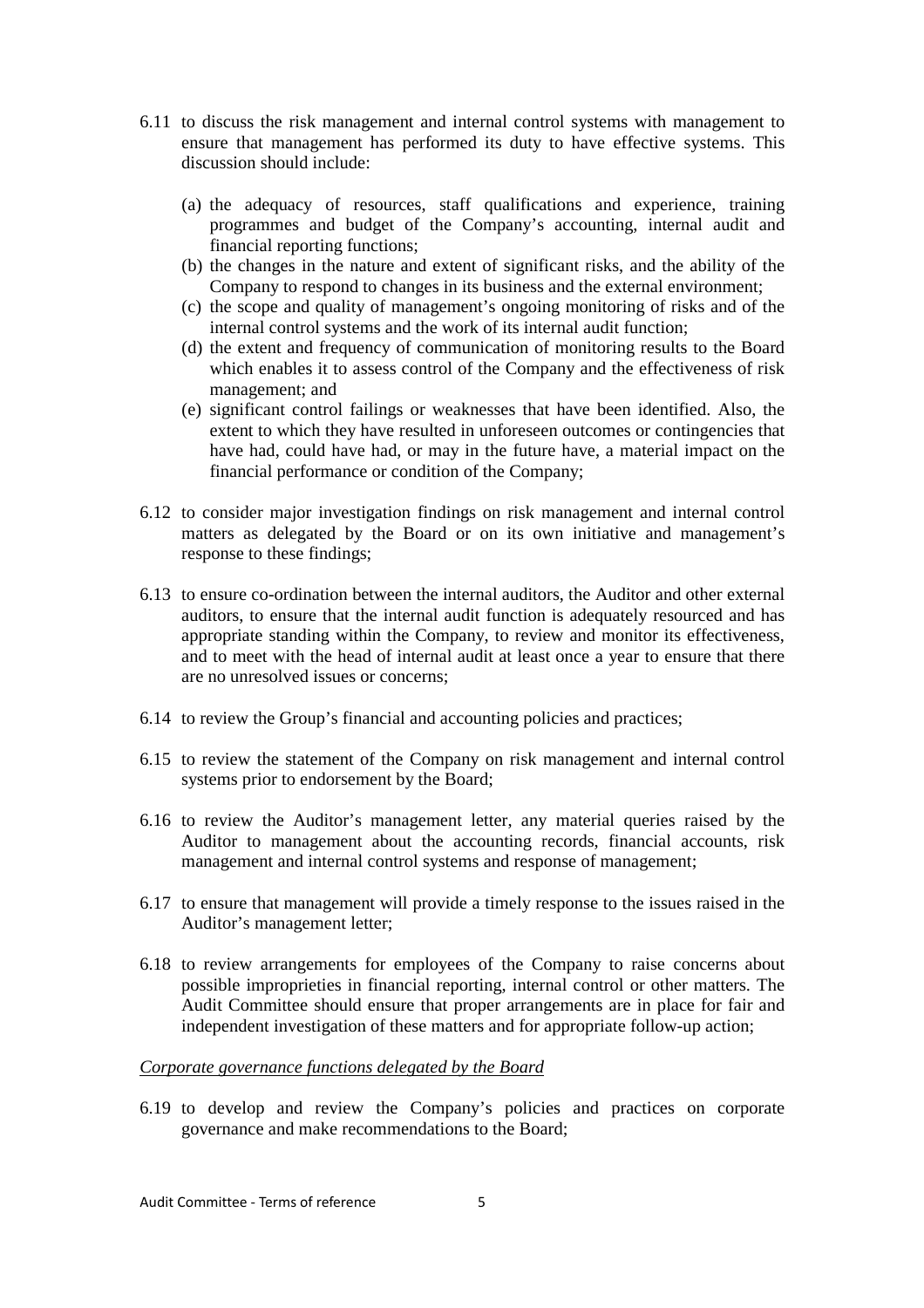6.11 to discuss the risk management and internal control systems with management to ensure that management has performed its duty to have effective systems. This discussion should include:

   (a) the adequacy of resources, staff qualifications and experience, training programmes and budget of the Company's accounting, internal audit and financial reporting functions;
   (b) the changes in the nature and extent of significant risks, and the ability of the Company to respond to changes in its business and the external environment;
   (c) the scope and quality of management's ongoing monitoring of risks and of the internal control systems and the work of its internal audit function;
   (d) the extent and frequency of communication of monitoring results to the Board which enables it to assess control of the Company and the effectiveness of risk management; and
   (e) significant control failings or weaknesses that have been identified. Also, the extent to which they have resulted in unforeseen outcomes or contingencies that have had, could have had, or may in the future have, a material impact on the financial performance or condition of the Company;

6.12 to consider major investigation findings on risk management and internal control matters as delegated by the Board or on its own initiative and management's response to these findings;

6.13 to ensure co-ordination between the internal auditors, the Auditor and other external auditors, to ensure that the internal audit function is adequately resourced and has appropriate standing within the Company, to review and monitor its effectiveness, and to meet with the head of internal audit at least once a year to ensure that there are no unresolved issues or concerns;

6.14 to review the Group's financial and accounting policies and practices;

6.15 to review the statement of the Company on risk management and internal control systems prior to endorsement by the Board;

6.16 to review the Auditor's management letter, any material queries raised by the Auditor to management about the accounting records, financial accounts, risk management and internal control systems and response of management;

6.17 to ensure that management will provide a timely response to the issues raised in the Auditor's management letter;

6.18 to review arrangements for employees of the Company to raise concerns about possible improprieties in financial reporting, internal control or other matters. The Audit Committee should ensure that proper arrangements are in place for fair and independent investigation of these matters and for appropriate follow-up action;

*Corporate governance functions delegated by the Board*

6.19 to develop and review the Company's policies and practices on corporate governance and make recommendations to the Board;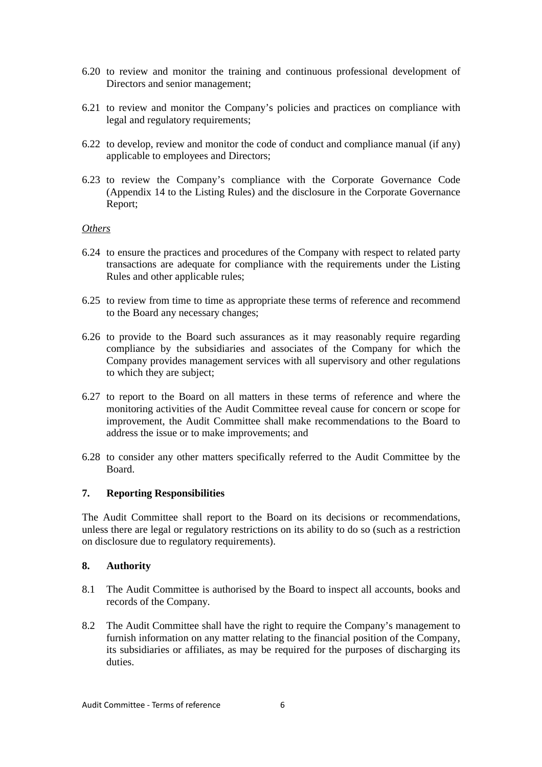6.20 to review and monitor the training and continuous professional development of Directors and senior management;

6.21 to review and monitor the Company's policies and practices on compliance with legal and regulatory requirements;

6.22 to develop, review and monitor the code of conduct and compliance manual (if any) applicable to employees and Directors;

6.23 to review the Company's compliance with the Corporate Governance Code (Appendix 14 to the Listing Rules) and the disclosure in the Corporate Governance Report;

*Others*

6.24 to ensure the practices and procedures of the Company with respect to related party transactions are adequate for compliance with the requirements under the Listing Rules and other applicable rules;

6.25 to review from time to time as appropriate these terms of reference and recommend to the Board any necessary changes;

6.26 to provide to the Board such assurances as it may reasonably require regarding compliance by the subsidiaries and associates of the Company for which the Company provides management services with all supervisory and other regulations to which they are subject;

6.27 to report to the Board on all matters in these terms of reference and where the monitoring activities of the Audit Committee reveal cause for concern or scope for improvement, the Audit Committee shall make recommendations to the Board to address the issue or to make improvements; and

6.28 to consider any other matters specifically referred to the Audit Committee by the Board.

## 7. Reporting Responsibilities

The Audit Committee shall report to the Board on its decisions or recommendations, unless there are legal or regulatory restrictions on its ability to do so (such as a restriction on disclosure due to regulatory requirements).

## 8. Authority

8.1 The Audit Committee is authorised by the Board to inspect all accounts, books and records of the Company.

8.2 The Audit Committee shall have the right to require the Company's management to furnish information on any matter relating to the financial position of the Company, its subsidiaries or affiliates, as may be required for the purposes of discharging its duties.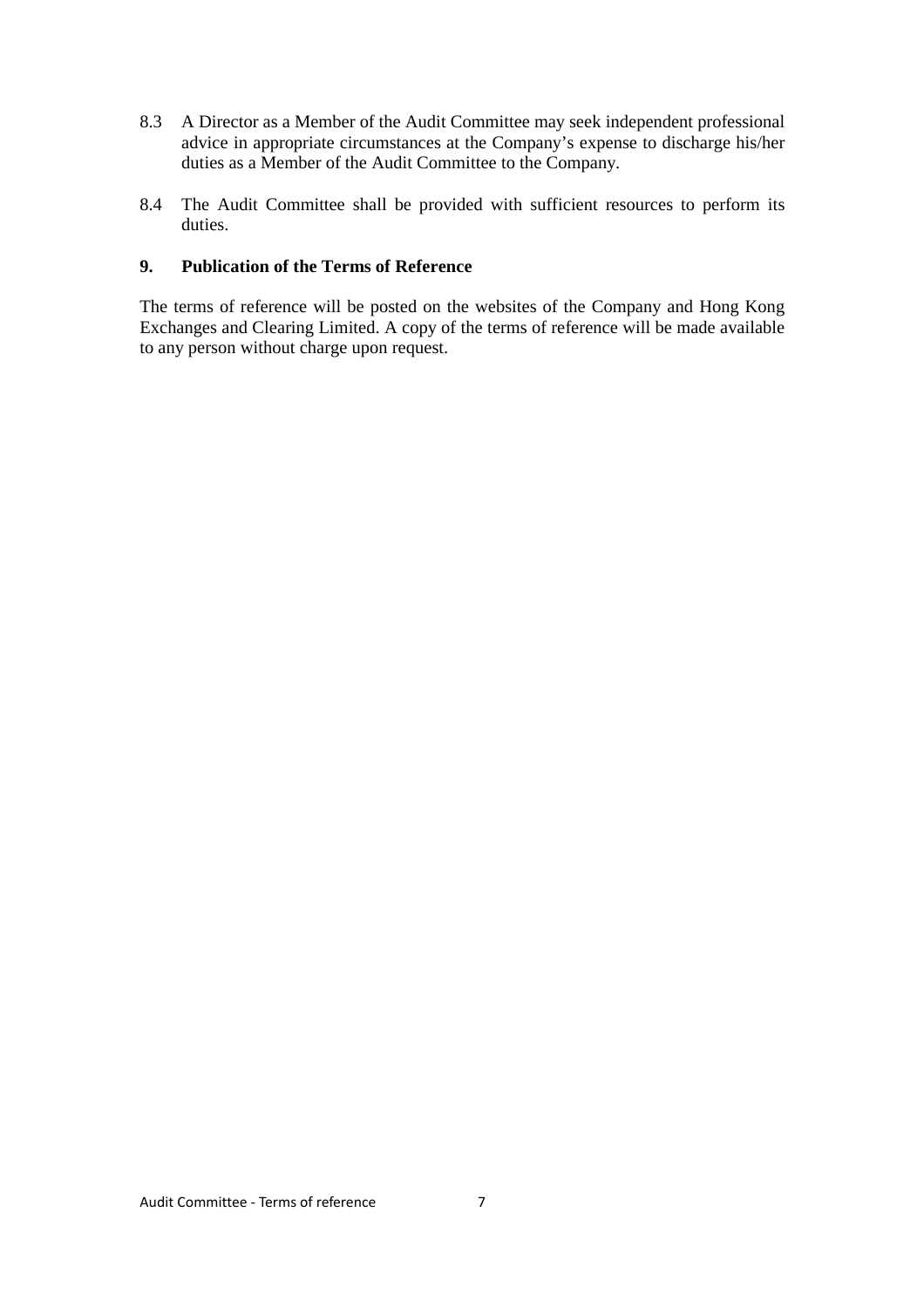8.3 A Director as a Member of the Audit Committee may seek independent professional advice in appropriate circumstances at the Company's expense to discharge his/her duties as a Member of the Audit Committee to the Company.

8.4 The Audit Committee shall be provided with sufficient resources to perform its duties.

## 9. Publication of the Terms of Reference

The terms of reference will be posted on the websites of the Company and Hong Kong Exchanges and Clearing Limited. A copy of the terms of reference will be made available to any person without charge upon request.